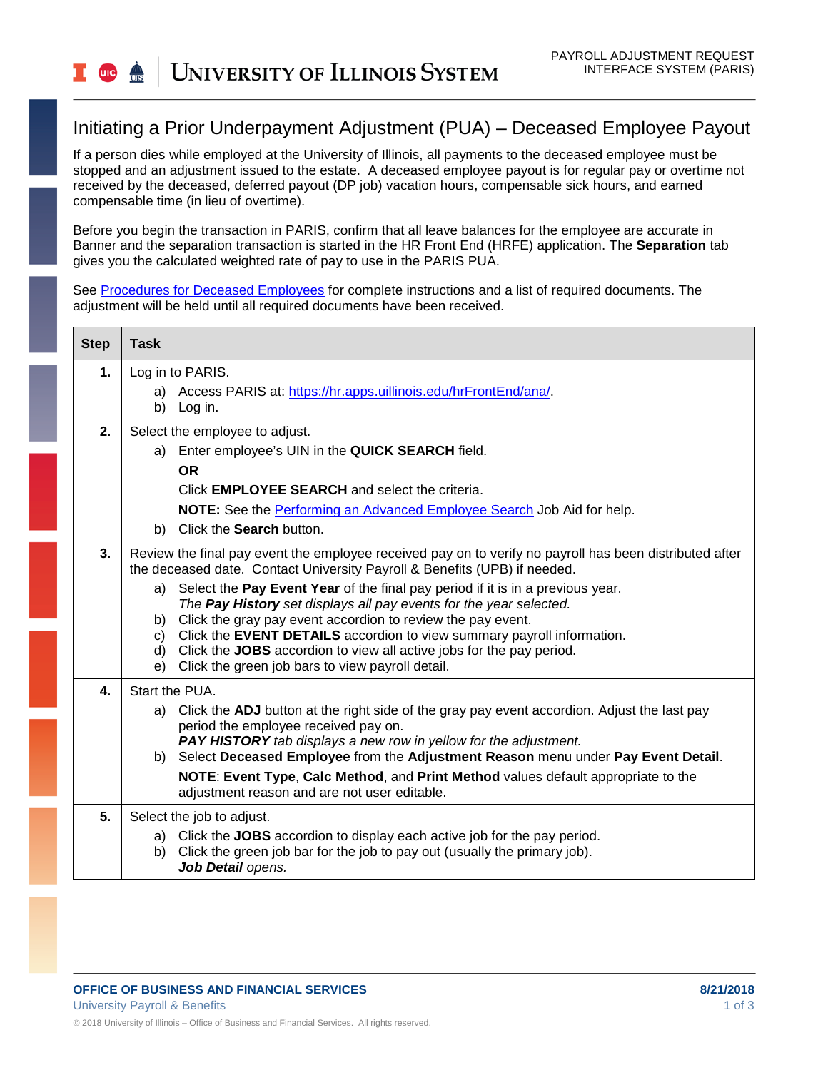# Initiating a Prior Underpayment Adjustment (PUA) – Deceased Employee Payout

If a person dies while employed at the University of Illinois, all payments to the deceased employee must be stopped and an adjustment issued to the estate. A deceased employee payout is for regular pay or overtime not received by the deceased, deferred payout (DP job) vacation hours, compensable sick hours, and earned compensable time (in lieu of overtime).

Before you begin the transaction in PARIS, confirm that all leave balances for the employee are accurate in Banner and the separation transaction is started in the HR Front End (HRFE) application. The **Separation** tab gives you the calculated weighted rate of pay to use in the PARIS PUA.

See [Procedures for Deceased Employees] for complete instructions and a list of required documents. The adjustment will be held until all required documents have been received.

| Step | Task |
|---|---|
| **1.** | Log in to PARIS.<br>a) Access PARIS at: https://hr.apps.uillinois.edu/hrFrontEnd/ana/.<br>b) Log in. |
| **2.** | Select the employee to adjust.<br>a) Enter employee's UIN in the **QUICK SEARCH** field.<br>**OR**<br>Click **EMPLOYEE SEARCH** and select the criteria.<br>**NOTE:** See the Performing an Advanced Employee Search Job Aid for help.<br>b) Click the **Search** button. |
| **3.** | Review the final pay event the employee received pay on to verify no payroll has been distributed after the deceased date. Contact University Payroll & Benefits (UPB) if needed.<br>a) Select the **Pay Event Year** of the final pay period if it is in a previous year.<br>*The **Pay History** set displays all pay events for the year selected.*<br>b) Click the gray pay event accordion to review the pay event.<br>c) Click the **EVENT DETAILS** accordion to view summary payroll information.<br>d) Click the **JOBS** accordion to view all active jobs for the pay period.<br>e) Click the green job bars to view payroll detail. |
| **4.** | Start the PUA.<br>a) Click the **ADJ** button at the right side of the gray pay event accordion. Adjust the last pay period the employee received pay on.<br>***PAY HISTORY** tab displays a new row in yellow for the adjustment.*<br>b) Select **Deceased Employee** from the **Adjustment Reason** menu under **Pay Event Detail**.<br>**NOTE**: **Event Type**, **Calc Method**, and **Print Method** values default appropriate to the adjustment reason and are not user editable. |
| **5.** | Select the job to adjust.<br>a) Click the **JOBS** accordion to display each active job for the pay period.<br>b) Click the green job bar for the job to pay out (usually the primary job).<br>***Job Detail** opens.* |

**OFFICE OF BUSINESS AND FINANCIAL SERVICES** **8/21/2018**
University Payroll & Benefits

© 2018 University of Illinois – Office of Business and Financial Services. All rights reserved.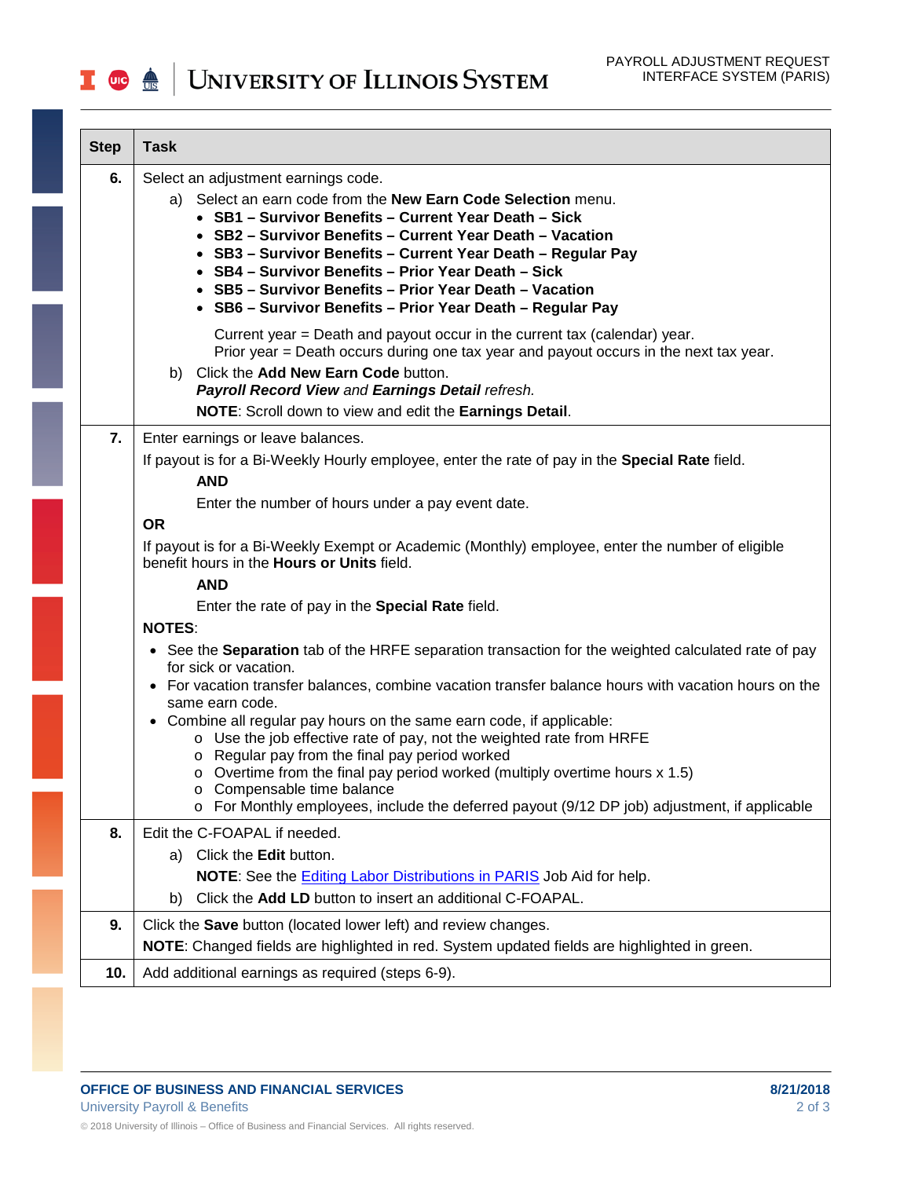| Step | Task |
| --- | --- |
| **6.** | Select an adjustment earnings code.<br>a) Select an earn code from the **New Earn Code Selection** menu.<br>• **SB1 – Survivor Benefits – Current Year Death – Sick**<br>• **SB2 – Survivor Benefits – Current Year Death – Vacation**<br>• **SB3 – Survivor Benefits – Current Year Death – Regular Pay**<br>• **SB4 – Survivor Benefits – Prior Year Death – Sick**<br>• **SB5 – Survivor Benefits – Prior Year Death – Vacation**<br>• **SB6 – Survivor Benefits – Prior Year Death – Regular Pay**<br>Current year = Death and payout occur in the current tax (calendar) year.<br>Prior year = Death occurs during one tax year and payout occurs in the next tax year.<br>b) Click the **Add New Earn Code** button.<br>***Payroll Record View*** *and* ***Earnings Detail*** *refresh.*<br>**NOTE**: Scroll down to view and edit the **Earnings Detail**. |
| **7.** | Enter earnings or leave balances.<br>If payout is for a Bi-Weekly Hourly employee, enter the rate of pay in the **Special Rate** field.<br>**AND**<br>Enter the number of hours under a pay event date.<br>**OR**<br>If payout is for a Bi-Weekly Exempt or Academic (Monthly) employee, enter the number of eligible benefit hours in the **Hours or Units** field.<br>**AND**<br>Enter the rate of pay in the **Special Rate** field.<br>**NOTES**:<br>• See the **Separation** tab of the HRFE separation transaction for the weighted calculated rate of pay for sick or vacation.<br>• For vacation transfer balances, combine vacation transfer balance hours with vacation hours on the same earn code.<br>• Combine all regular pay hours on the same earn code, if applicable:<br>o Use the job effective rate of pay, not the weighted rate from HRFE<br>o Regular pay from the final pay period worked<br>o Overtime from the final pay period worked (multiply overtime hours x 1.5)<br>o Compensable time balance<br>o For Monthly employees, include the deferred payout (9/12 DP job) adjustment, if applicable |
| **8.** | Edit the C-FOAPAL if needed.<br>a) Click the **Edit** button.<br>**NOTE**: See the Editing Labor Distributions in PARIS Job Aid for help.<br>b) Click the **Add LD** button to insert an additional C-FOAPAL. |
| **9.** | Click the **Save** button (located lower left) and review changes.<br>**NOTE**: Changed fields are highlighted in red. System updated fields are highlighted in green. |
| **10.** | Add additional earnings as required (steps 6-9). |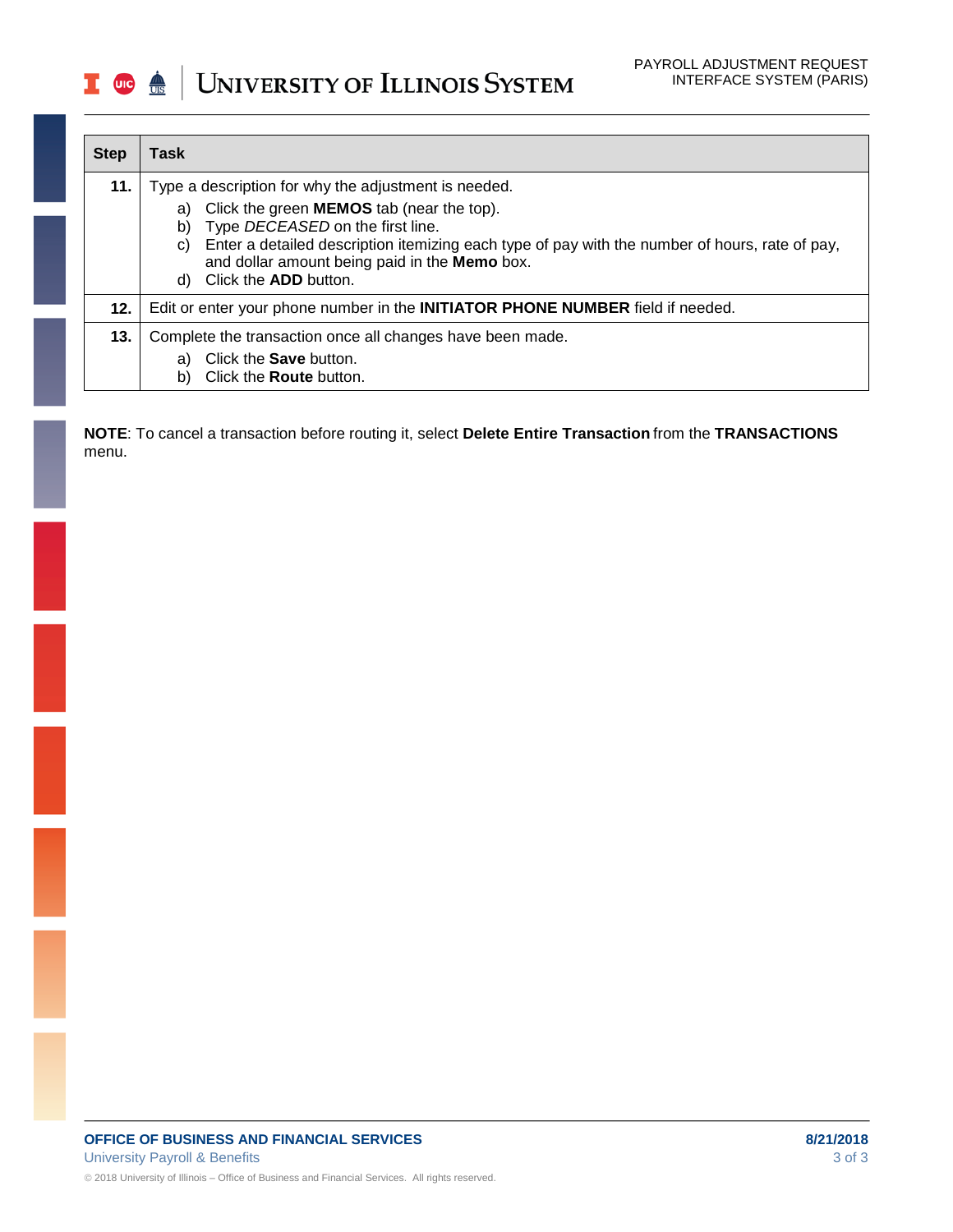| Step | Task |
|---|---|
| **11.** | Type a description for why the adjustment is needed.<br>a) Click the green **MEMOS** tab (near the top).<br>b) Type *DECEASED* on the first line.<br>c) Enter a detailed description itemizing each type of pay with the number of hours, rate of pay, and dollar amount being paid in the **Memo** box.<br>d) Click the **ADD** button. |
| **12.** | Edit or enter your phone number in the **INITIATOR PHONE NUMBER** field if needed. |
| **13.** | Complete the transaction once all changes have been made.<br>a) Click the **Save** button.<br>b) Click the **Route** button. |

**NOTE**: To cancel a transaction before routing it, select **Delete Entire Transaction** from the **TRANSACTIONS** menu.